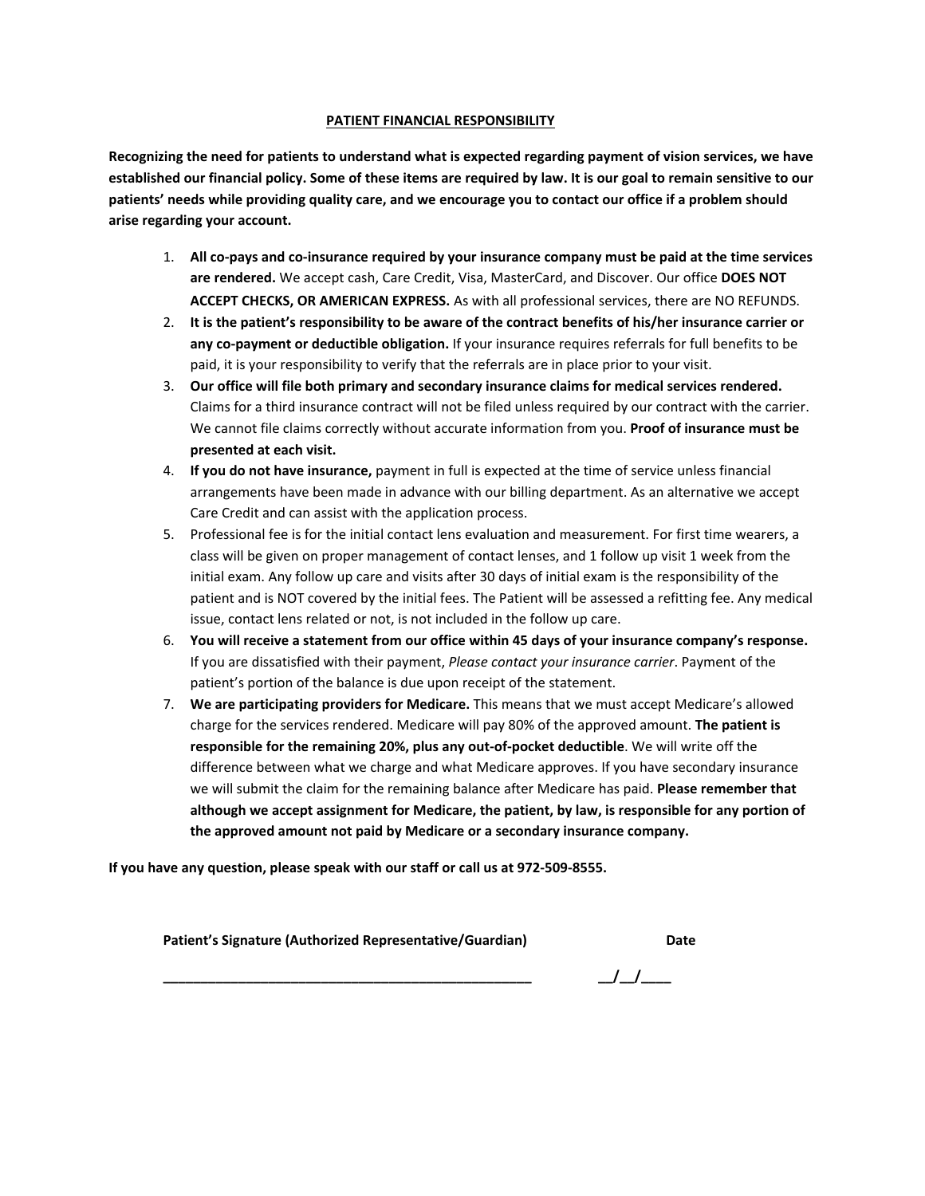**PATIENT FINANCIAL RESPONSIBILITY**

**Recognizing the need for patients to understand what is expected regarding payment of vision services, we have established our financial policy. Some of these items are required by law. It is our goal to remain sensitive to our patients' needs while providing quality care, and we encourage you to contact our office if a problem should arise regarding your account.**

1. **All co-pays and co-insurance required by your insurance company must be paid at the time services are rendered.** We accept cash, Care Credit, Visa, MasterCard, and Discover. Our office **DOES NOT ACCEPT CHECKS, OR AMERICAN EXPRESS.** As with all professional services, there are NO REFUNDS.
2. **It is the patient's responsibility to be aware of the contract benefits of his/her insurance carrier or any co-payment or deductible obligation.** If your insurance requires referrals for full benefits to be paid, it is your responsibility to verify that the referrals are in place prior to your visit.
3. **Our office will file both primary and secondary insurance claims for medical services rendered.** Claims for a third insurance contract will not be filed unless required by our contract with the carrier. We cannot file claims correctly without accurate information from you. **Proof of insurance must be presented at each visit.**
4. **If you do not have insurance,** payment in full is expected at the time of service unless financial arrangements have been made in advance with our billing department. As an alternative we accept Care Credit and can assist with the application process.
5. Professional fee is for the initial contact lens evaluation and measurement. For first time wearers, a class will be given on proper management of contact lenses, and 1 follow up visit 1 week from the initial exam. Any follow up care and visits after 30 days of initial exam is the responsibility of the patient and is NOT covered by the initial fees. The Patient will be assessed a refitting fee. Any medical issue, contact lens related or not, is not included in the follow up care.
6. **You will receive a statement from our office within 45 days of your insurance company's response.** If you are dissatisfied with their payment, *Please contact your insurance carrier*. Payment of the patient's portion of the balance is due upon receipt of the statement.
7. **We are participating providers for Medicare.** This means that we must accept Medicare's allowed charge for the services rendered. Medicare will pay 80% of the approved amount. **The patient is responsible for the remaining 20%, plus any out-of-pocket deductible**. We will write off the difference between what we charge and what Medicare approves. If you have secondary insurance we will submit the claim for the remaining balance after Medicare has paid. **Please remember that although we accept assignment for Medicare, the patient, by law, is responsible for any portion of the approved amount not paid by Medicare or a secondary insurance company.**

**If you have any question, please speak with our staff or call us at 972-509-8555.**

**Patient's Signature (Authorized Representative/Guardian)** **Date**

_______________________________________________ __/__/____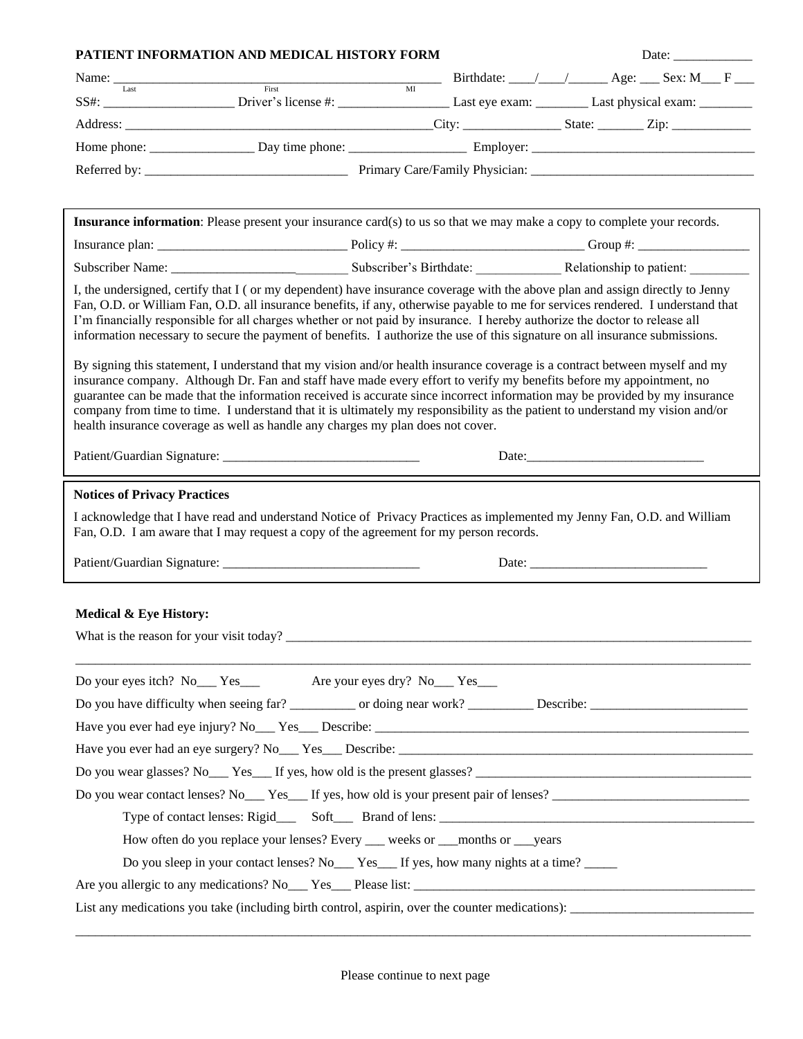**PATIENT INFORMATION AND MEDICAL HISTORY FORM** Date: ____________

Name: ________________________________________________ Birthdate: ____/____/______ Age: ___ Sex: M___ F ___
Last First MI

SS#: ____________________ Driver's license #: _________________ Last eye exam: ________ Last physical exam: ________

Address: _________________________________________________City: _______________ State: _______ Zip: ____________

Home phone: ________________ Day time phone: __________________ Employer: __________________________________

Referred by: ________________________________ Primary Care/Family Physician: __________________________________

**Insurance information**: Please present your insurance card(s) to us so that we may make a copy to complete your records.

Insurance plan: _____________________________ Policy #: ____________________________ Group #: _________________

Subscriber Name: ___________________________ Subscriber's Birthdate: _____________ Relationship to patient: _________

I, the undersigned, certify that I ( or my dependent) have insurance coverage with the above plan and assign directly to Jenny Fan, O.D. or William Fan, O.D. all insurance benefits, if any, otherwise payable to me for services rendered. I understand that I'm financially responsible for all charges whether or not paid by insurance. I hereby authorize the doctor to release all information necessary to secure the payment of benefits. I authorize the use of this signature on all insurance submissions.

By signing this statement, I understand that my vision and/or health insurance coverage is a contract between myself and my insurance company. Although Dr. Fan and staff have made every effort to verify my benefits before my appointment, no guarantee can be made that the information received is accurate since incorrect information may be provided by my insurance company from time to time. I understand that it is ultimately my responsibility as the patient to understand my vision and/or health insurance coverage as well as handle any charges my plan does not cover.

Patient/Guardian Signature: ______________________________ Date:___________________________

**Notices of Privacy Practices**

I acknowledge that I have read and understand Notice of Privacy Practices as implemented my Jenny Fan, O.D. and William Fan, O.D. I am aware that I may request a copy of the agreement for my person records.

Patient/Guardian Signature: ______________________________ Date: ___________________________

**Medical & Eye History:**

What is the reason for your visit today? ______________________________________________________________________

____________________________________________________________________________________________________

Do your eyes itch? No___ Yes___ Are your eyes dry? No___ Yes___

Do you have difficulty when seeing far? __________ or doing near work? __________ Describe: ________________________

Have you ever had eye injury? No___ Yes___ Describe: ____________________________________________________________

Have you ever had an eye surgery? No___ Yes___ Describe: ________________________________________________________

Do you wear glasses? No___ Yes___ If yes, how old is the present glasses? ____________________________________________

Do you wear contact lenses? No___ Yes___ If yes, how old is your present pair of lenses? ______________________________

Type of contact lenses: Rigid___ Soft___ Brand of lens: ________________________________________________

How often do you replace your lenses? Every ___ weeks or ___months or ___years

Do you sleep in your contact lenses? No___ Yes___ If yes, how many nights at a time? _____

Are you allergic to any medications? No___ Yes___ Please list: ______________________________________________________

List any medications you take (including birth control, aspirin, over the counter medications): ____________________________

____________________________________________________________________________________________________

Please continue to next page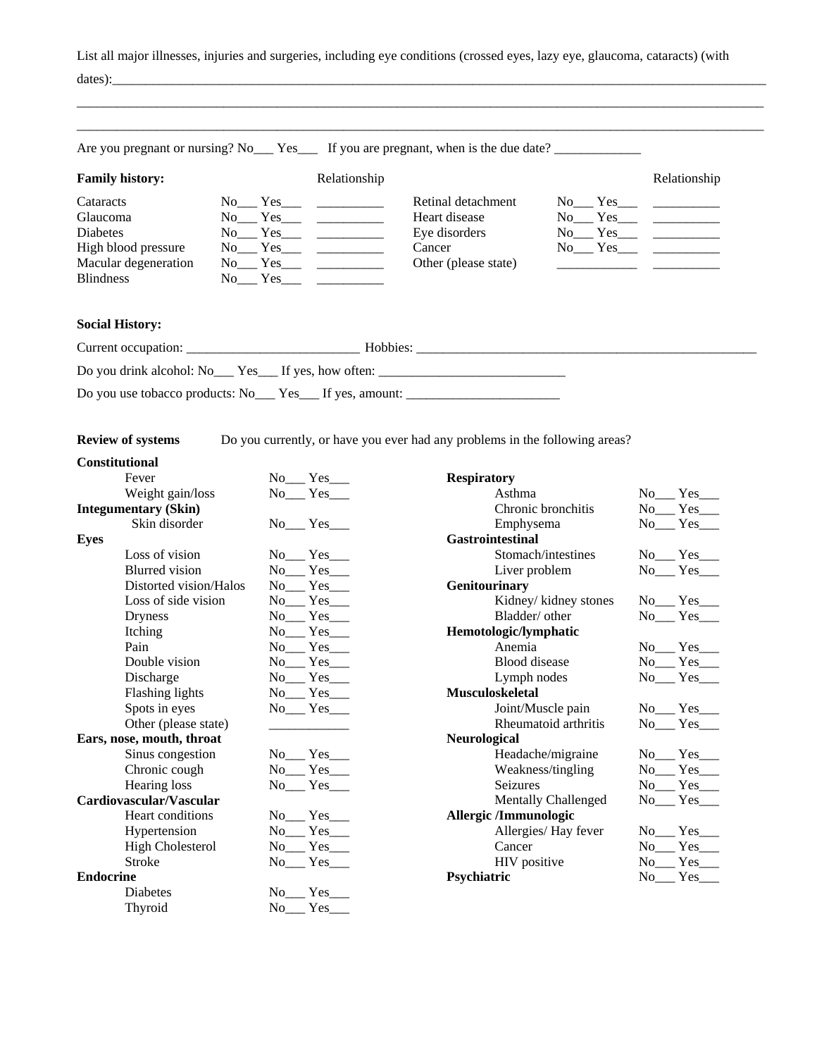List all major illnesses, injuries and surgeries, including eye conditions (crossed eyes, lazy eye, glaucoma, cataracts) (with dates):_______________________________________________________________________________________________

_______________________________________________________________________________________________________

_______________________________________________________________________________________________________

Are you pregnant or nursing? No___ Yes___ If you are pregnant, when is the due date? _____________

| **Family history:** | | Relationship | | | Relationship |
|---|---|---|---|---|---|
| Cataracts | No___ Yes___ | __________ | Retinal detachment | No___ Yes___ | __________ |
| Glaucoma | No___ Yes___ | __________ | Heart disease | No___ Yes___ | __________ |
| Diabetes | No___ Yes___ | __________ | Eye disorders | No___ Yes___ | __________ |
| High blood pressure | No___ Yes___ | __________ | Cancer | No___ Yes___ | __________ |
| Macular degeneration | No___ Yes___ | __________ | Other (please state) | ____________ | __________ |
| Blindness | No___ Yes___ | __________ | | | |

**Social History:**

Current occupation: __________________________ Hobbies: ______________________________________________________

Do you drink alcohol: No___ Yes___ If yes, how often: ____________________________

Do you use tobacco products: No___ Yes___ If yes, amount: _______________________

**Review of systems** Do you currently, or have you ever had any problems in the following areas?

| | | | |
|---|---|---|---|
| **Constitutional** | | **Respiratory** | |
| Fever | No___ Yes___ | Asthma | No___ Yes___ |
| Weight gain/loss | No___ Yes___ | Chronic bronchitis | No___ Yes___ |
| **Integumentary (Skin)** | | Emphysema | No___ Yes___ |
| Skin disorder | No___ Yes___ | **Gastrointestinal** | |
| **Eyes** | | Stomach/intestines | No___ Yes___ |
| Loss of vision | No___ Yes___ | Liver problem | No___ Yes___ |
| Blurred vision | No___ Yes___ | **Genitourinary** | |
| Distorted vision/Halos | No___ Yes___ | Kidney/ kidney stones | No___ Yes___ |
| Loss of side vision | No___ Yes___ | Bladder/ other | No___ Yes___ |
| Dryness | No___ Yes___ | **Hemotologic/lymphatic** | |
| Itching | No___ Yes___ | Anemia | No___ Yes___ |
| Pain | No___ Yes___ | Blood disease | No___ Yes___ |
| Double vision | No___ Yes___ | Lymph nodes | No___ Yes___ |
| Discharge | No___ Yes___ | **Musculoskeletal** | |
| Flashing lights | No___ Yes___ | Joint/Muscle pain | No___ Yes___ |
| Spots in eyes | No___ Yes___ | Rheumatoid arthritis | No___ Yes___ |
| Other (please state) | ____________ | **Neurological** | |
| **Ears, nose, mouth, throat** | | Headache/migraine | No___ Yes___ |
| Sinus congestion | No___ Yes___ | Weakness/tingling | No___ Yes___ |
| Chronic cough | No___ Yes___ | Seizures | No___ Yes___ |
| Hearing loss | No___ Yes___ | Mentally Challenged | No___ Yes___ |
| **Cardiovascular/Vascular** | | **Allergic /Immunologic** | |
| Heart conditions | No___ Yes___ | Allergies/ Hay fever | No___ Yes___ |
| Hypertension | No___ Yes___ | Cancer | No___ Yes___ |
| High Cholesterol | No___ Yes___ | HIV positive | No___ Yes___ |
| Stroke | No___ Yes___ | **Psychiatric** | No___ Yes___ |
| **Endocrine** | | | |
| Diabetes | No___ Yes___ | | |
| Thyroid | No___ Yes___ | | |